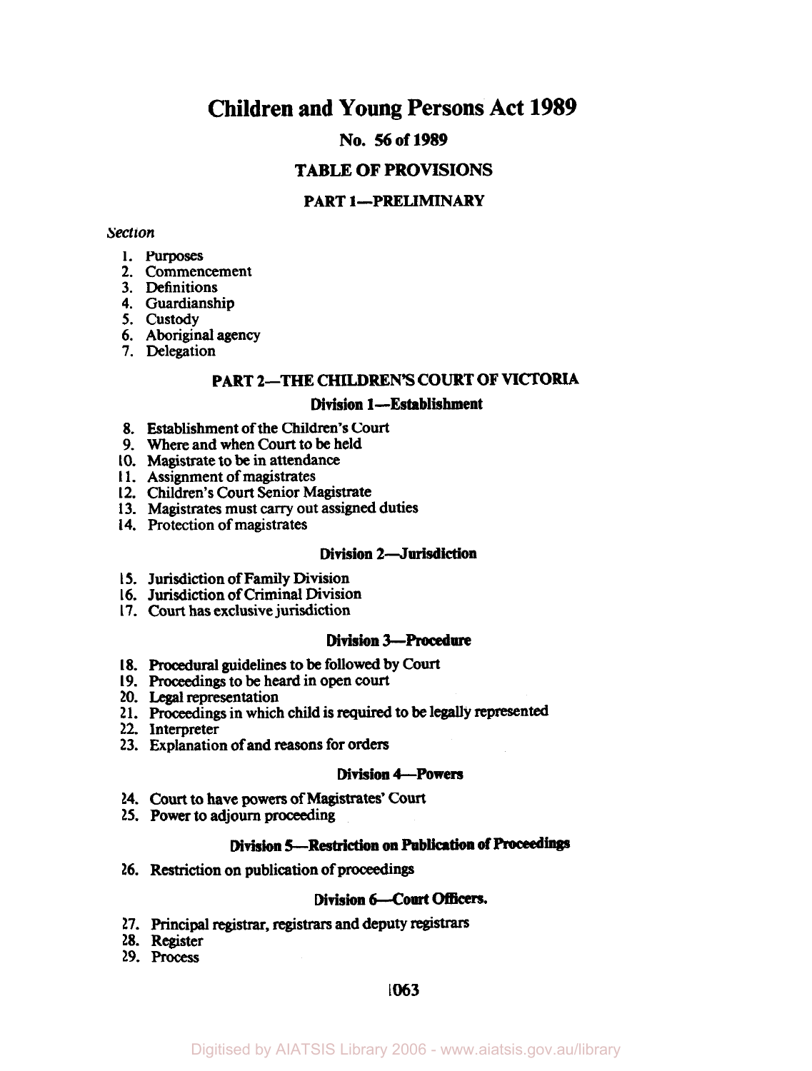# Children and Young Persons Act 1989

## No. 56 of 1989

## TABLE OF PROVISIONS

### PART 1—PRELIMINARY

*Section*

1. Purposes
2. Commencement
3. Definitions
4. Guardianship
5. Custody
6. Aboriginal agency
7. Delegation

### PART 2—THE CHILDREN'S COURT OF VICTORIA

#### Division 1—Establishment

8. Establishment of the Children's Court
9. Where and when Court to be held
10. Magistrate to be in attendance
11. Assignment of magistrates
12. Children's Court Senior Magistrate
13. Magistrates must carry out assigned duties
14. Protection of magistrates

#### Division 2—Jurisdiction

15. Jurisdiction of Family Division
16. Jurisdiction of Criminal Division
17. Court has exclusive jurisdiction

#### Division 3—Procedure

18. Procedural guidelines to be followed by Court
19. Proceedings to be heard in open court
20. Legal representation
21. Proceedings in which child is required to be legally represented
22. Interpreter
23. Explanation of and reasons for orders

#### Division 4—Powers

24. Court to have powers of Magistrates' Court
25. Power to adjourn proceeding

#### Division 5—Restriction on Publication of Proceedings

26. Restriction on publication of proceedings

#### Division 6—Court Officers.

27. Principal registrar, registrars and deputy registrars
28. Register
29. Process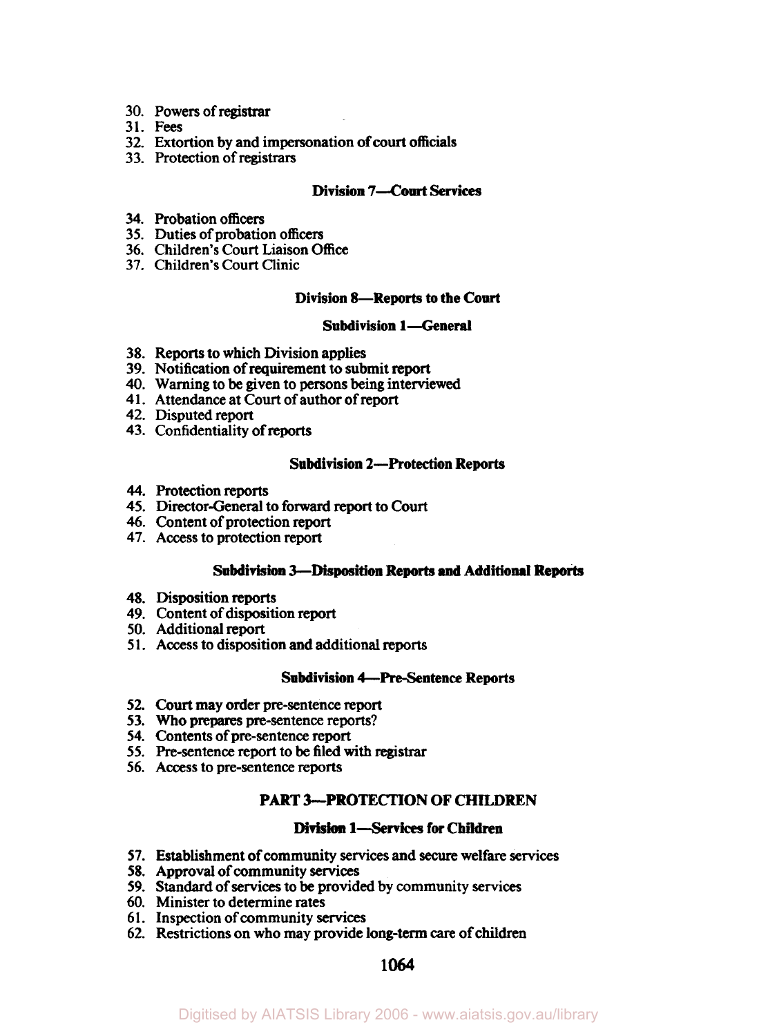30. Powers of registrar
31. Fees
32. Extortion by and impersonation of court officials
33. Protection of registrars

### Division 7—Court Services

34. Probation officers
35. Duties of probation officers
36. Children's Court Liaison Office
37. Children's Court Clinic

### Division 8—Reports to the Court

#### Subdivision 1—General

38. Reports to which Division applies
39. Notification of requirement to submit report
40. Warning to be given to persons being interviewed
41. Attendance at Court of author of report
42. Disputed report
43. Confidentiality of reports

#### Subdivision 2—Protection Reports

44. Protection reports
45. Director-General to forward report to Court
46. Content of protection report
47. Access to protection report

#### Subdivision 3—Disposition Reports and Additional Reports

48. Disposition reports
49. Content of disposition report
50. Additional report
51. Access to disposition and additional reports

#### Subdivision 4—Pre-Sentence Reports

52. Court may order pre-sentence report
53. Who prepares pre-sentence reports?
54. Contents of pre-sentence report
55. Pre-sentence report to be filed with registrar
56. Access to pre-sentence reports

## PART 3—PROTECTION OF CHILDREN

### Division 1—Services for Children

57. Establishment of community services and secure welfare services
58. Approval of community services
59. Standard of services to be provided by community services
60. Minister to determine rates
61. Inspection of community services
62. Restrictions on who may provide long-term care of children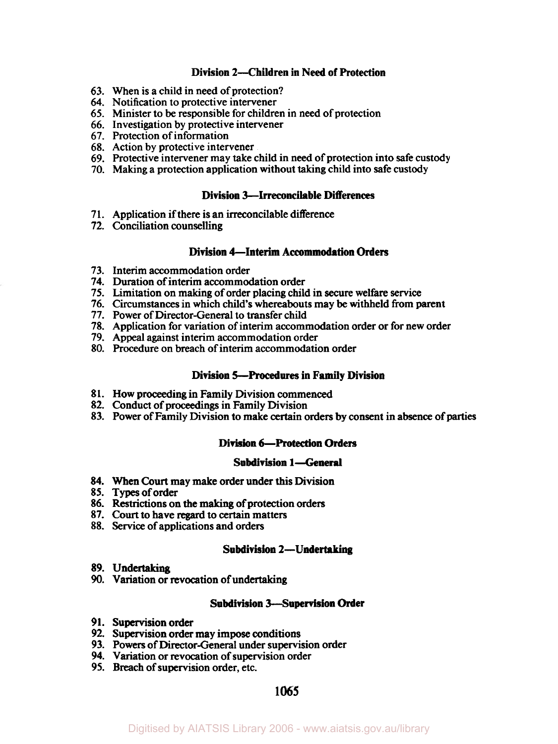### Division 2—Children in Need of Protection

63. When is a child in need of protection?
64. Notification to protective intervener
65. Minister to be responsible for children in need of protection
66. Investigation by protective intervener
67. Protection of information
68. Action by protective intervener
69. Protective intervener may take child in need of protection into safe custody
70. Making a protection application without taking child into safe custody

### Division 3—Irreconcilable Differences

71. Application if there is an irreconcilable difference
72. Conciliation counselling

### Division 4—Interim Accommodation Orders

73. Interim accommodation order
74. Duration of interim accommodation order
75. Limitation on making of order placing child in secure welfare service
76. Circumstances in which child's whereabouts may be withheld from parent
77. Power of Director-General to transfer child
78. Application for variation of interim accommodation order or for new order
79. Appeal against interim accommodation order
80. Procedure on breach of interim accommodation order

### Division 5—Procedures in Family Division

81. How proceeding in Family Division commenced
82. Conduct of proceedings in Family Division
83. Power of Family Division to make certain orders by consent in absence of parties

### Division 6—Protection Orders

#### Subdivision 1—General

84. When Court may make order under this Division
85. Types of order
86. Restrictions on the making of protection orders
87. Court to have regard to certain matters
88. Service of applications and orders

#### Subdivision 2—Undertaking

89. Undertaking
90. Variation or revocation of undertaking

#### Subdivision 3—Supervision Order

91. Supervision order
92. Supervision order may impose conditions
93. Powers of Director-General under supervision order
94. Variation or revocation of supervision order
95. Breach of supervision order, etc.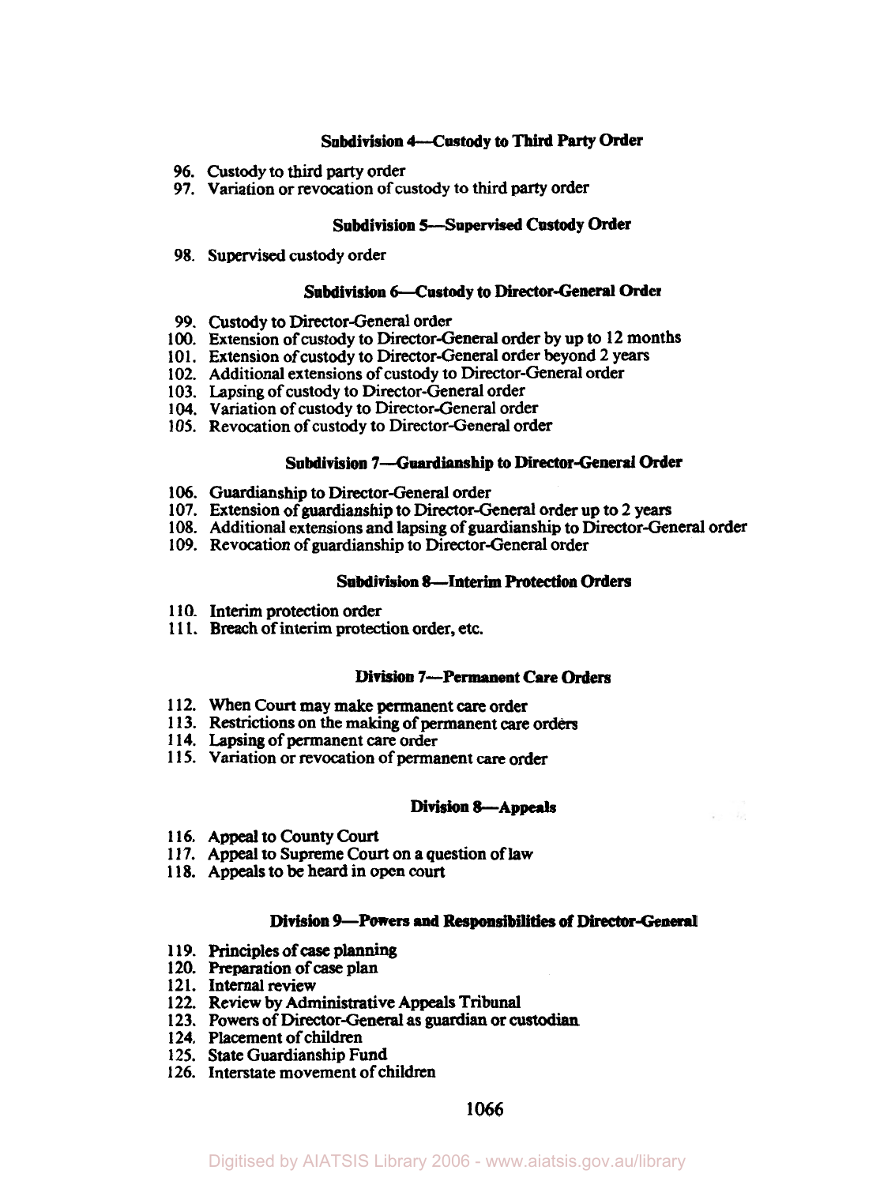### Subdivision 4—Custody to Third Party Order

96. Custody to third party order
97. Variation or revocation of custody to third party order

### Subdivision 5—Supervised Custody Order

98. Supervised custody order

### Subdivision 6—Custody to Director-General Order

99. Custody to Director-General order
100. Extension of custody to Director-General order by up to 12 months
101. Extension of custody to Director-General order beyond 2 years
102. Additional extensions of custody to Director-General order
103. Lapsing of custody to Director-General order
104. Variation of custody to Director-General order
105. Revocation of custody to Director-General order

### Subdivision 7—Guardianship to Director-General Order

106. Guardianship to Director-General order
107. Extension of guardianship to Director-General order up to 2 years
108. Additional extensions and lapsing of guardianship to Director-General order
109. Revocation of guardianship to Director-General order

### Subdivision 8—Interim Protection Orders

110. Interim protection order
111. Breach of interim protection order, etc.

## Division 7—Permanent Care Orders

112. When Court may make permanent care order
113. Restrictions on the making of permanent care orders
114. Lapsing of permanent care order
115. Variation or revocation of permanent care order

## Division 8—Appeals

116. Appeal to County Court
117. Appeal to Supreme Court on a question of law
118. Appeals to be heard in open court

## Division 9—Powers and Responsibilities of Director-General

119. Principles of case planning
120. Preparation of case plan
121. Internal review
122. Review by Administrative Appeals Tribunal
123. Powers of Director-General as guardian or custodian
124. Placement of children
125. State Guardianship Fund
126. Interstate movement of children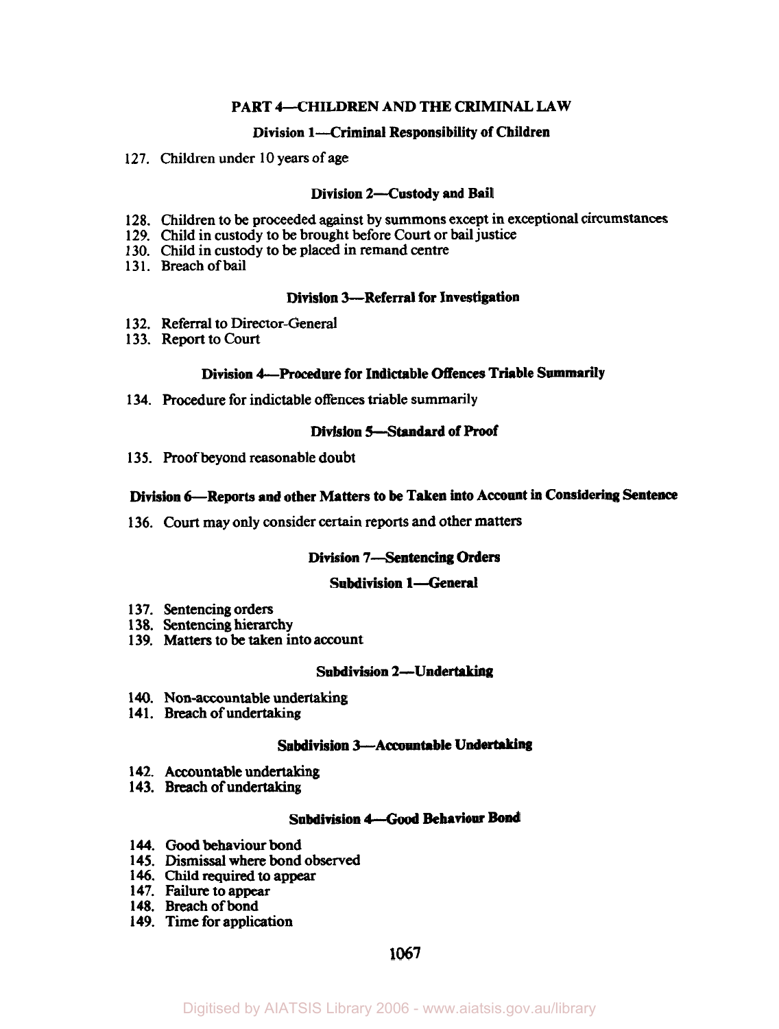## PART 4—CHILDREN AND THE CRIMINAL LAW

### Division 1—Criminal Responsibility of Children

127. Children under 10 years of age

### Division 2—Custody and Bail

128. Children to be proceeded against by summons except in exceptional circumstances
129. Child in custody to be brought before Court or bail justice
130. Child in custody to be placed in remand centre
131. Breach of bail

### Division 3—Referral for Investigation

132. Referral to Director-General
133. Report to Court

### Division 4—Procedure for Indictable Offences Triable Summarily

134. Procedure for indictable offences triable summarily

### Division 5—Standard of Proof

135. Proof beyond reasonable doubt

### Division 6—Reports and other Matters to be Taken into Account in Considering Sentence

136. Court may only consider certain reports and other matters

### Division 7—Sentencing Orders

#### Subdivision 1—General

137. Sentencing orders
138. Sentencing hierarchy
139. Matters to be taken into account

#### Subdivision 2—Undertaking

140. Non-accountable undertaking
141. Breach of undertaking

#### Subdivision 3—Accountable Undertaking

142. Accountable undertaking
143. Breach of undertaking

#### Subdivision 4—Good Behaviour Bond

144. Good behaviour bond
145. Dismissal where bond observed
146. Child required to appear
147. Failure to appear
148. Breach of bond
149. Time for application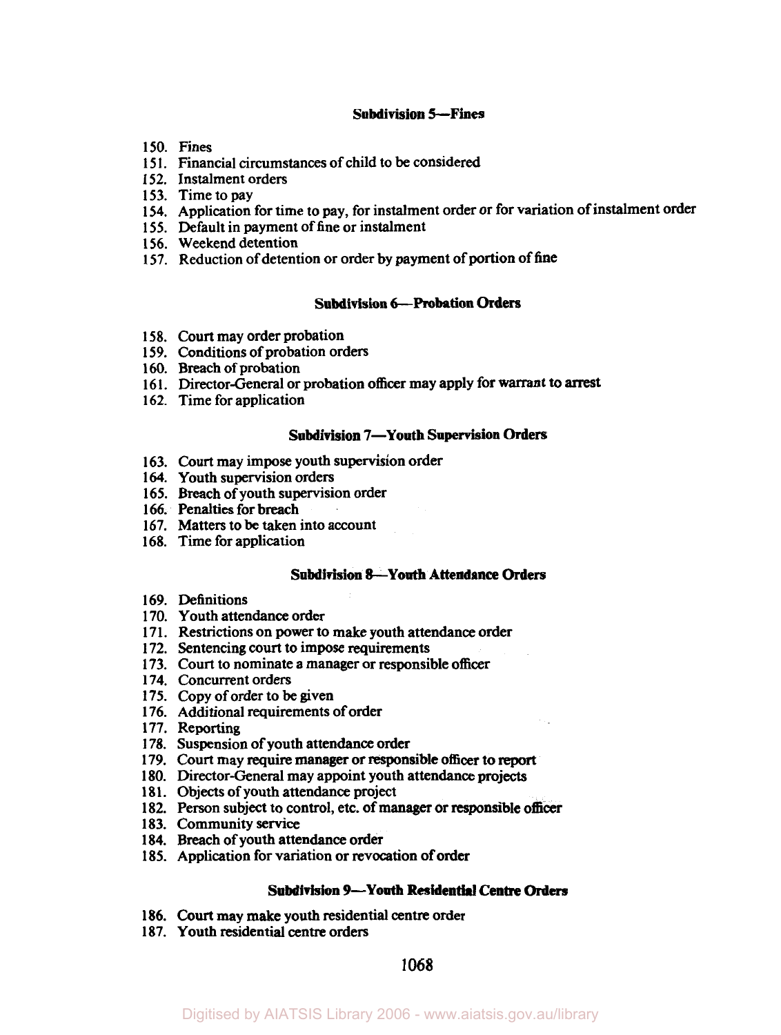### Subdivision 5—Fines

150. Fines
151. Financial circumstances of child to be considered
152. Instalment orders
153. Time to pay
154. Application for time to pay, for instalment order or for variation of instalment order
155. Default in payment of fine or instalment
156. Weekend detention
157. Reduction of detention or order by payment of portion of fine

### Subdivision 6—Probation Orders

158. Court may order probation
159. Conditions of probation orders
160. Breach of probation
161. Director-General or probation officer may apply for warrant to arrest
162. Time for application

### Subdivision 7—Youth Supervision Orders

163. Court may impose youth supervision order
164. Youth supervision orders
165. Breach of youth supervision order
166. Penalties for breach
167. Matters to be taken into account
168. Time for application

### Subdivision 8—Youth Attendance Orders

169. Definitions
170. Youth attendance order
171. Restrictions on power to make youth attendance order
172. Sentencing court to impose requirements
173. Court to nominate a manager or responsible officer
174. Concurrent orders
175. Copy of order to be given
176. Additional requirements of order
177. Reporting
178. Suspension of youth attendance order
179. Court may require manager or responsible officer to report
180. Director-General may appoint youth attendance projects
181. Objects of youth attendance project
182. Person subject to control, etc. of manager or responsible officer
183. Community service
184. Breach of youth attendance order
185. Application for variation or revocation of order

### Subdivision 9—Youth Residential Centre Orders

186. Court may make youth residential centre order
187. Youth residential centre orders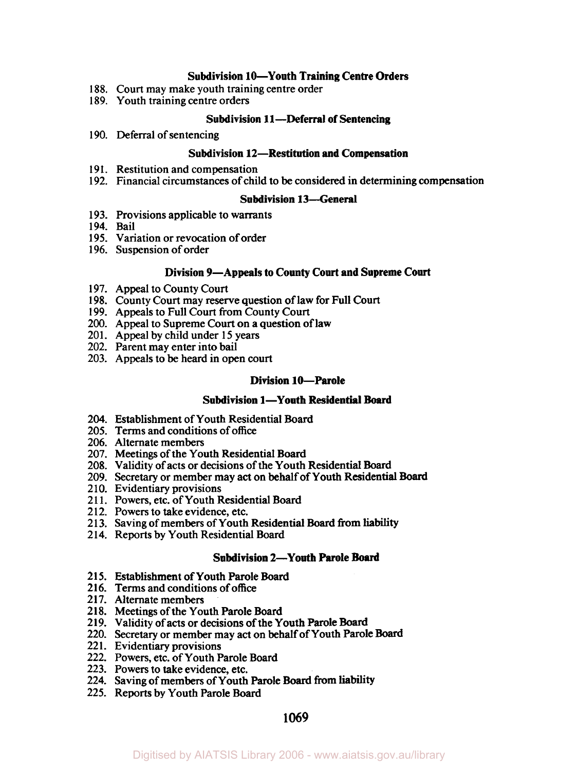### Subdivision 10—Youth Training Centre Orders

188. Court may make youth training centre order
189. Youth training centre orders

### Subdivision 11—Deferral of Sentencing

190. Deferral of sentencing

### Subdivision 12—Restitution and Compensation

191. Restitution and compensation
192. Financial circumstances of child to be considered in determining compensation

### Subdivision 13—General

193. Provisions applicable to warrants
194. Bail
195. Variation or revocation of order
196. Suspension of order

## Division 9—Appeals to County Court and Supreme Court

197. Appeal to County Court
198. County Court may reserve question of law for Full Court
199. Appeals to Full Court from County Court
200. Appeal to Supreme Court on a question of law
201. Appeal by child under 15 years
202. Parent may enter into bail
203. Appeals to be heard in open court

## Division 10—Parole

### Subdivision 1—Youth Residential Board

204. Establishment of Youth Residential Board
205. Terms and conditions of office
206. Alternate members
207. Meetings of the Youth Residential Board
208. Validity of acts or decisions of the Youth Residential Board
209. Secretary or member may act on behalf of Youth Residential Board
210. Evidentiary provisions
211. Powers, etc. of Youth Residential Board
212. Powers to take evidence, etc.
213. Saving of members of Youth Residential Board from liability
214. Reports by Youth Residential Board

### Subdivision 2—Youth Parole Board

215. Establishment of Youth Parole Board
216. Terms and conditions of office
217. Alternate members
218. Meetings of the Youth Parole Board
219. Validity of acts or decisions of the Youth Parole Board
220. Secretary or member may act on behalf of Youth Parole Board
221. Evidentiary provisions
222. Powers, etc. of Youth Parole Board
223. Powers to take evidence, etc.
224. Saving of members of Youth Parole Board from liability
225. Reports by Youth Parole Board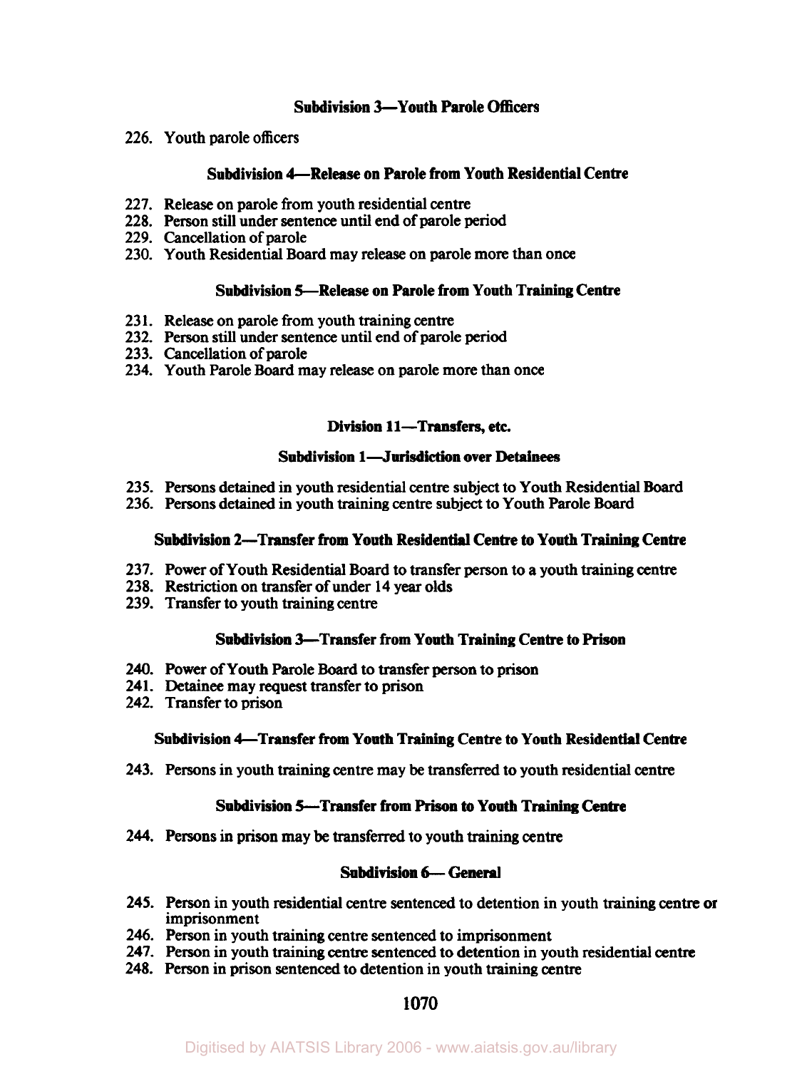### Subdivision 3—Youth Parole Officers

226. Youth parole officers

### Subdivision 4—Release on Parole from Youth Residential Centre

227. Release on parole from youth residential centre
228. Person still under sentence until end of parole period
229. Cancellation of parole
230. Youth Residential Board may release on parole more than once

### Subdivision 5—Release on Parole from Youth Training Centre

231. Release on parole from youth training centre
232. Person still under sentence until end of parole period
233. Cancellation of parole
234. Youth Parole Board may release on parole more than once

## Division 11—Transfers, etc.

### Subdivision 1—Jurisdiction over Detainees

235. Persons detained in youth residential centre subject to Youth Residential Board
236. Persons detained in youth training centre subject to Youth Parole Board

### Subdivision 2—Transfer from Youth Residential Centre to Youth Training Centre

237. Power of Youth Residential Board to transfer person to a youth training centre
238. Restriction on transfer of under 14 year olds
239. Transfer to youth training centre

### Subdivision 3—Transfer from Youth Training Centre to Prison

240. Power of Youth Parole Board to transfer person to prison
241. Detainee may request transfer to prison
242. Transfer to prison

### Subdivision 4—Transfer from Youth Training Centre to Youth Residential Centre

243. Persons in youth training centre may be transferred to youth residential centre

### Subdivision 5—Transfer from Prison to Youth Training Centre

244. Persons in prison may be transferred to youth training centre

### Subdivision 6—General

245. Person in youth residential centre sentenced to detention in youth training centre or imprisonment
246. Person in youth training centre sentenced to imprisonment
247. Person in youth training centre sentenced to detention in youth residential centre
248. Person in prison sentenced to detention in youth training centre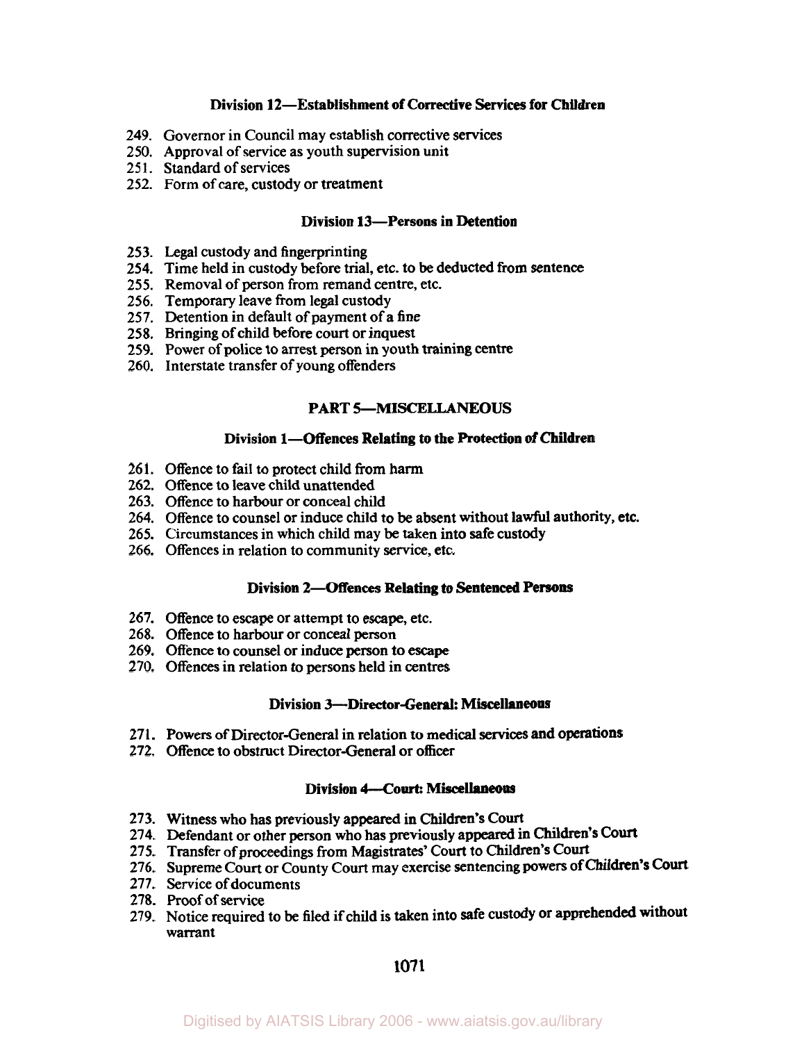### Division 12—Establishment of Corrective Services for Children

249. Governor in Council may establish corrective services
250. Approval of service as youth supervision unit
251. Standard of services
252. Form of care, custody or treatment

### Division 13—Persons in Detention

253. Legal custody and fingerprinting
254. Time held in custody before trial, etc. to be deducted from sentence
255. Removal of person from remand centre, etc.
256. Temporary leave from legal custody
257. Detention in default of payment of a fine
258. Bringing of child before court or inquest
259. Power of police to arrest person in youth training centre
260. Interstate transfer of young offenders

## PART 5—MISCELLANEOUS

### Division 1—Offences Relating to the Protection of Children

261. Offence to fail to protect child from harm
262. Offence to leave child unattended
263. Offence to harbour or conceal child
264. Offence to counsel or induce child to be absent without lawful authority, etc.
265. Circumstances in which child may be taken into safe custody
266. Offences in relation to community service, etc.

### Division 2—Offences Relating to Sentenced Persons

267. Offence to escape or attempt to escape, etc.
268. Offence to harbour or conceal person
269. Offence to counsel or induce person to escape
270. Offences in relation to persons held in centres

### Division 3—Director-General: Miscellaneous

271. Powers of Director-General in relation to medical services and operations
272. Offence to obstruct Director-General or officer

### Division 4—Court: Miscellaneous

273. Witness who has previously appeared in Children's Court
274. Defendant or other person who has previously appeared in Children's Court
275. Transfer of proceedings from Magistrates' Court to Children's Court
276. Supreme Court or County Court may exercise sentencing powers of Children's Court
277. Service of documents
278. Proof of service
279. Notice required to be filed if child is taken into safe custody or apprehended without warrant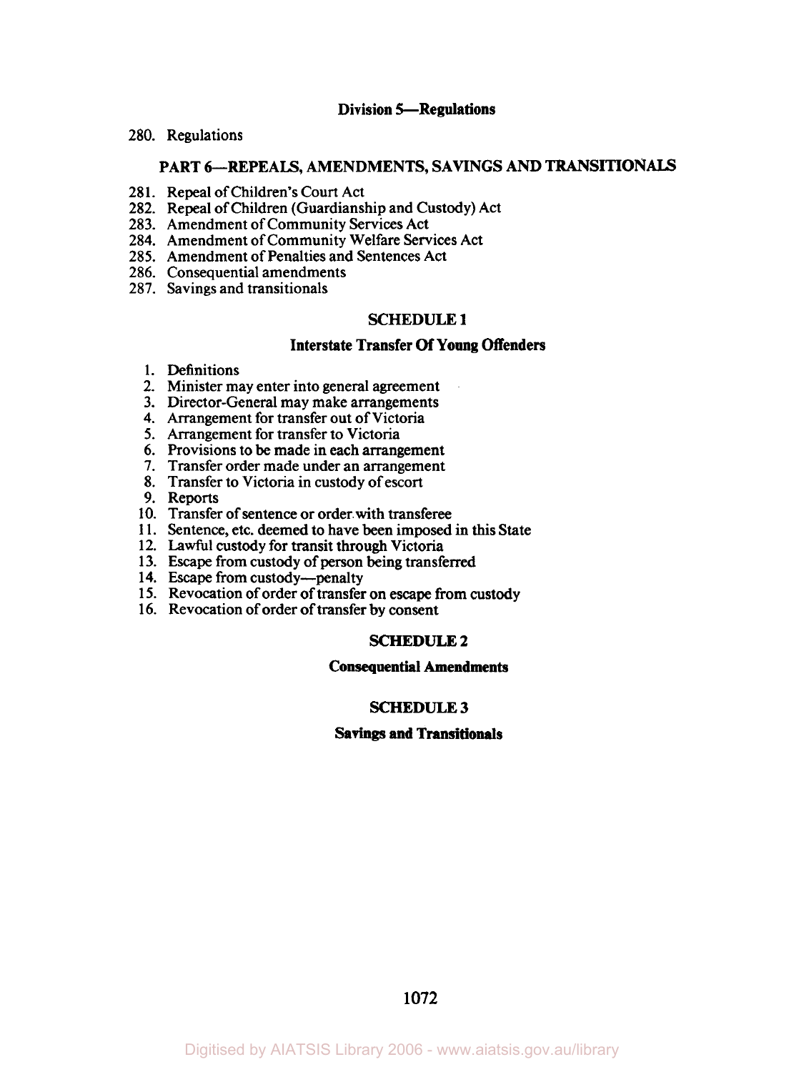### Division 5—Regulations

280. Regulations

## PART 6—REPEALS, AMENDMENTS, SAVINGS AND TRANSITIONALS

281. Repeal of Children's Court Act
282. Repeal of Children (Guardianship and Custody) Act
283. Amendment of Community Services Act
284. Amendment of Community Welfare Services Act
285. Amendment of Penalties and Sentences Act
286. Consequential amendments
287. Savings and transitionals

## SCHEDULE 1

### Interstate Transfer Of Young Offenders

1. Definitions
2. Minister may enter into general agreement
3. Director-General may make arrangements
4. Arrangement for transfer out of Victoria
5. Arrangement for transfer to Victoria
6. Provisions to be made in each arrangement
7. Transfer order made under an arrangement
8. Transfer to Victoria in custody of escort
9. Reports
10. Transfer of sentence or order with transferee
11. Sentence, etc. deemed to have been imposed in this State
12. Lawful custody for transit through Victoria
13. Escape from custody of person being transferred
14. Escape from custody—penalty
15. Revocation of order of transfer on escape from custody
16. Revocation of order of transfer by consent

## SCHEDULE 2

### Consequential Amendments

## SCHEDULE 3

### Savings and Transitionals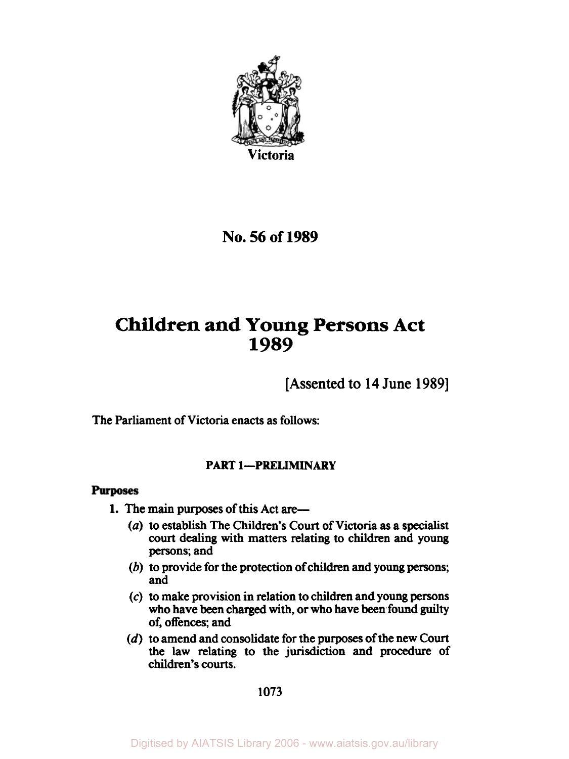Victoria

# No. 56 of 1989

# Children and Young Persons Act 1989

[Assented to 14 June 1989]

The Parliament of Victoria enacts as follows:

## PART 1—PRELIMINARY

### Purposes

**1.** The main purposes of this Act are—

(*a*) to establish The Children's Court of Victoria as a specialist court dealing with matters relating to children and young persons; and

(*b*) to provide for the protection of children and young persons; and

(*c*) to make provision in relation to children and young persons who have been charged with, or who have been found guilty of, offences; and

(*d*) to amend and consolidate for the purposes of the new Court the law relating to the jurisdiction and procedure of children's courts.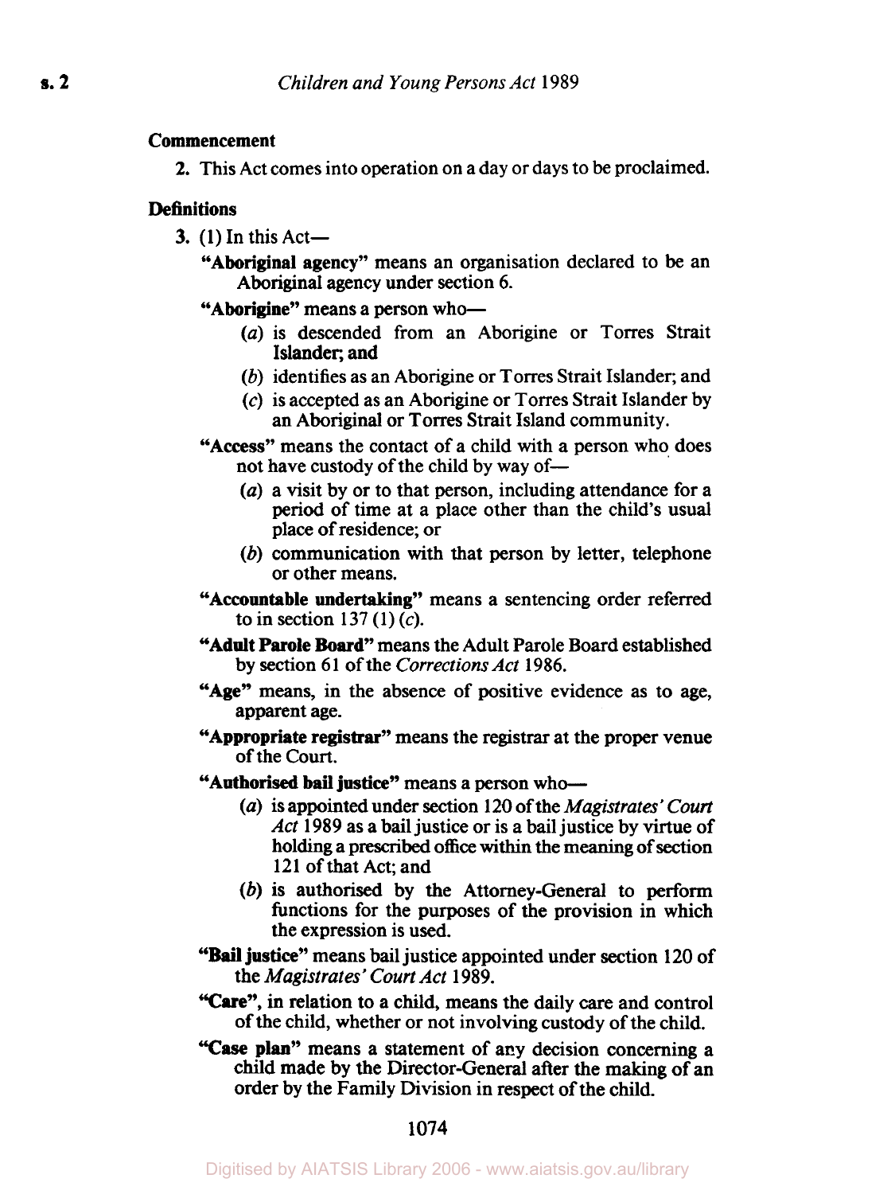**Commencement**

2. This Act comes into operation on a day or days to be proclaimed.

**Definitions**

3. (1) In this Act—

**"Aboriginal agency"** means an organisation declared to be an Aboriginal agency under section 6.

**"Aborigine"** means a person who—

(*a*) is descended from an Aborigine or Torres Strait Islander; and

(*b*) identifies as an Aborigine or Torres Strait Islander; and

(*c*) is accepted as an Aborigine or Torres Strait Islander by an Aboriginal or Torres Strait Island community.

**"Access"** means the contact of a child with a person who does not have custody of the child by way of—

(*a*) a visit by or to that person, including attendance for a period of time at a place other than the child's usual place of residence; or

(*b*) communication with that person by letter, telephone or other means.

**"Accountable undertaking"** means a sentencing order referred to in section 137 (1) (*c*).

**"Adult Parole Board"** means the Adult Parole Board established by section 61 of the *Corrections Act* 1986.

**"Age"** means, in the absence of positive evidence as to age, apparent age.

**"Appropriate registrar"** means the registrar at the proper venue of the Court.

**"Authorised bail justice"** means a person who—

(*a*) is appointed under section 120 of the *Magistrates' Court Act* 1989 as a bail justice or is a bail justice by virtue of holding a prescribed office within the meaning of section 121 of that Act; and

(*b*) is authorised by the Attorney-General to perform functions for the purposes of the provision in which the expression is used.

**"Bail justice"** means bail justice appointed under section 120 of the *Magistrates' Court Act* 1989.

**"Care"**, in relation to a child, means the daily care and control of the child, whether or not involving custody of the child.

**"Case plan"** means a statement of any decision concerning a child made by the Director-General after the making of an order by the Family Division in respect of the child.

Digitised by AIATSIS Library 2006 - www.aiatsis.gov.au/library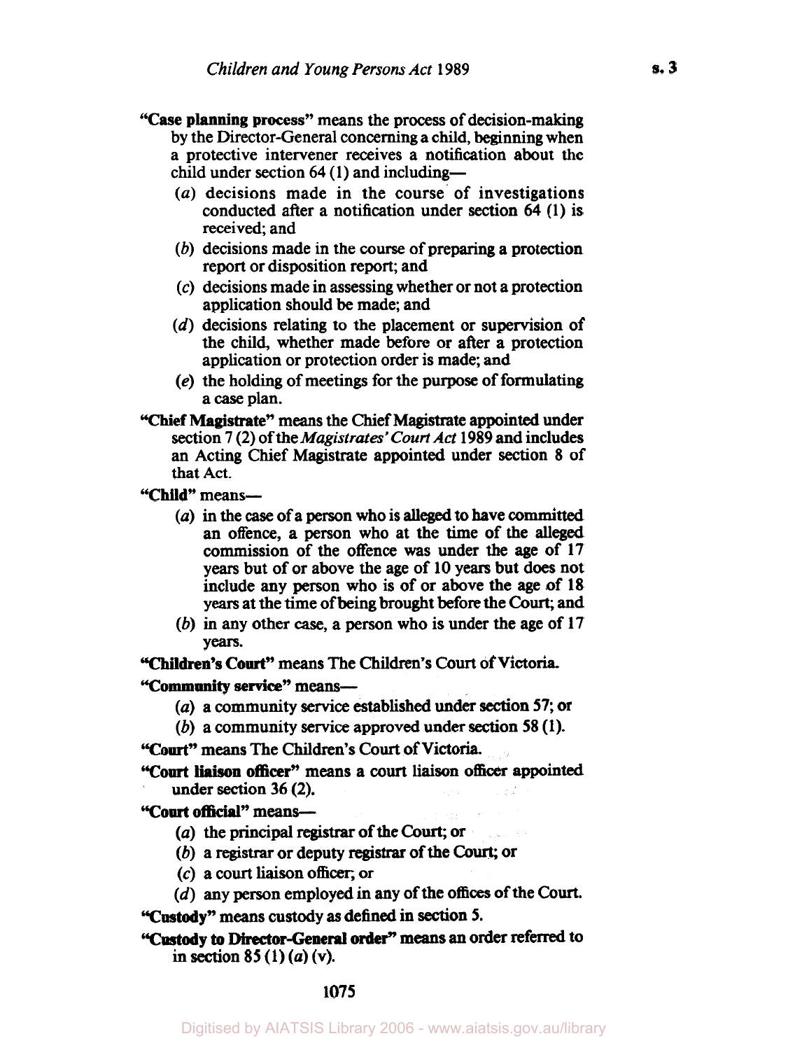"**Case planning process**" means the process of decision-making by the Director-General concerning a child, beginning when a protective intervener receives a notification about the child under section 64 (1) and including—

- (*a*) decisions made in the course of investigations conducted after a notification under section 64 (1) is received; and
- (*b*) decisions made in the course of preparing a protection report or disposition report; and
- (*c*) decisions made in assessing whether or not a protection application should be made; and
- (*d*) decisions relating to the placement or supervision of the child, whether made before or after a protection application or protection order is made; and
- (*e*) the holding of meetings for the purpose of formulating a case plan.

"**Chief Magistrate**" means the Chief Magistrate appointed under section 7 (2) of the *Magistrates' Court Act* 1989 and includes an Acting Chief Magistrate appointed under section 8 of that Act.

"**Child**" means—

- (*a*) in the case of a person who is alleged to have committed an offence, a person who at the time of the alleged commission of the offence was under the age of 17 years but of or above the age of 10 years but does not include any person who is of or above the age of 18 years at the time of being brought before the Court; and
- (*b*) in any other case, a person who is under the age of 17 years.

"**Children's Court**" means The Children's Court of Victoria.

"**Community service**" means—

- (*a*) a community service established under section 57; or
- (*b*) a community service approved under section 58 (1).

"**Court**" means The Children's Court of Victoria.

"**Court liaison officer**" means a court liaison officer appointed under section 36 (2).

"**Court official**" means—

- (*a*) the principal registrar of the Court; or
- (*b*) a registrar or deputy registrar of the Court; or
- (*c*) a court liaison officer; or
- (*d*) any person employed in any of the offices of the Court.

"**Custody**" means custody as defined in section 5.

"**Custody to Director-General order**" means an order referred to in section 85 (1) (*a*) (v).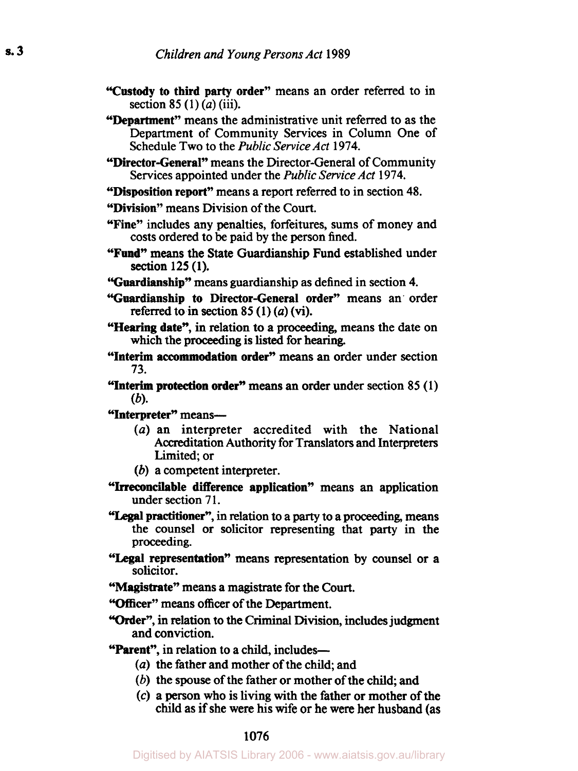"**Custody to third party order**" means an order referred to in section 85 (1) (*a*) (iii).

"**Department**" means the administrative unit referred to as the Department of Community Services in Column One of Schedule Two to the *Public Service Act* 1974.

"**Director-General**" means the Director-General of Community Services appointed under the *Public Service Act* 1974.

"**Disposition report**" means a report referred to in section 48.

"**Division**" means Division of the Court.

"**Fine**" includes any penalties, forfeitures, sums of money and costs ordered to be paid by the person fined.

"**Fund**" means the State Guardianship Fund established under section 125 (1).

"**Guardianship**" means guardianship as defined in section 4.

"**Guardianship to Director-General order**" means an order referred to in section 85 (1) (*a*) (vi).

"**Hearing date**", in relation to a proceeding, means the date on which the proceeding is listed for hearing.

"**Interim accommodation order**" means an order under section 73.

"**Interim protection order**" means an order under section 85 (1) (*b*).

"**Interpreter**" means—

(*a*) an interpreter accredited with the National Accreditation Authority for Translators and Interpreters Limited; or

(*b*) a competent interpreter.

"**Irreconcilable difference application**" means an application under section 71.

"**Legal practitioner**", in relation to a party to a proceeding, means the counsel or solicitor representing that party in the proceeding.

"**Legal representation**" means representation by counsel or a solicitor.

"**Magistrate**" means a magistrate for the Court.

"**Officer**" means officer of the Department.

"**Order**", in relation to the Criminal Division, includes judgment and conviction.

"**Parent**", in relation to a child, includes—

(*a*) the father and mother of the child; and

(*b*) the spouse of the father or mother of the child; and

(*c*) a person who is living with the father or mother of the child as if she were his wife or he were her husband (as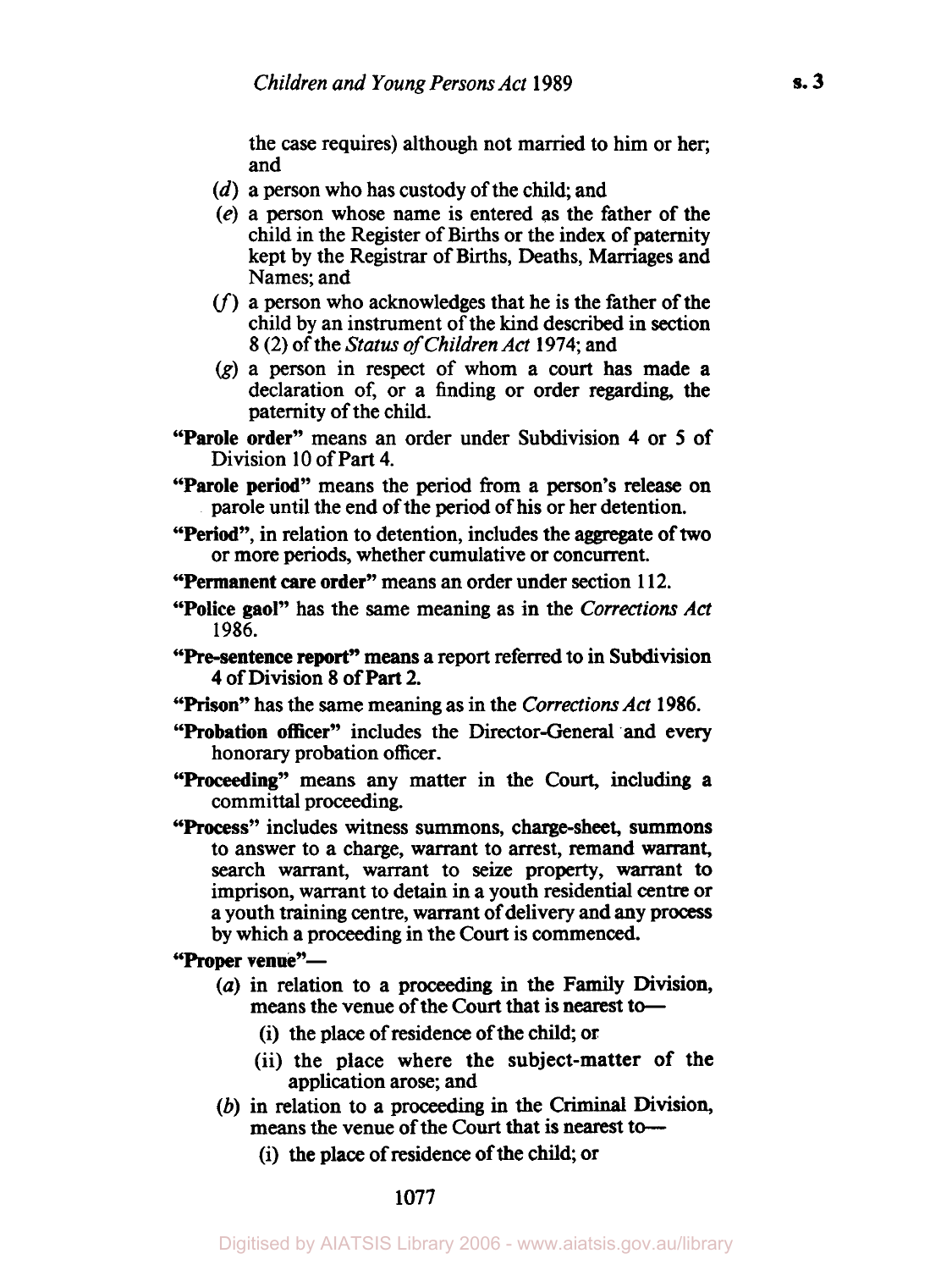the case requires) although not married to him or her; and

(*d*) a person who has custody of the child; and

(*e*) a person whose name is entered as the father of the child in the Register of Births or the index of paternity kept by the Registrar of Births, Deaths, Marriages and Names; and

(*f*) a person who acknowledges that he is the father of the child by an instrument of the kind described in section 8 (2) of the *Status of Children Act* 1974; and

(*g*) a person in respect of whom a court has made a declaration of, or a finding or order regarding, the paternity of the child.

**"Parole order"** means an order under Subdivision 4 or 5 of Division 10 of Part 4.

**"Parole period"** means the period from a person's release on parole until the end of the period of his or her detention.

**"Period"**, in relation to detention, includes the aggregate of two or more periods, whether cumulative or concurrent.

**"Permanent care order"** means an order under section 112.

**"Police gaol"** has the same meaning as in the *Corrections Act* 1986.

**"Pre-sentence report"** means a report referred to in Subdivision 4 of Division 8 of Part 2.

**"Prison"** has the same meaning as in the *Corrections Act* 1986.

**"Probation officer"** includes the Director-General and every honorary probation officer.

**"Proceeding"** means any matter in the Court, including a committal proceeding.

**"Process"** includes witness summons, charge-sheet, summons to answer to a charge, warrant to arrest, remand warrant, search warrant, warrant to seize property, warrant to imprison, warrant to detain in a youth residential centre or a youth training centre, warrant of delivery and any process by which a proceeding in the Court is commenced.

**"Proper venue"**—

(*a*) in relation to a proceeding in the Family Division, means the venue of the Court that is nearest to—

(i) the place of residence of the child; or

(ii) the place where the subject-matter of the application arose; and

(*b*) in relation to a proceeding in the Criminal Division, means the venue of the Court that is nearest to—

(i) the place of residence of the child; or